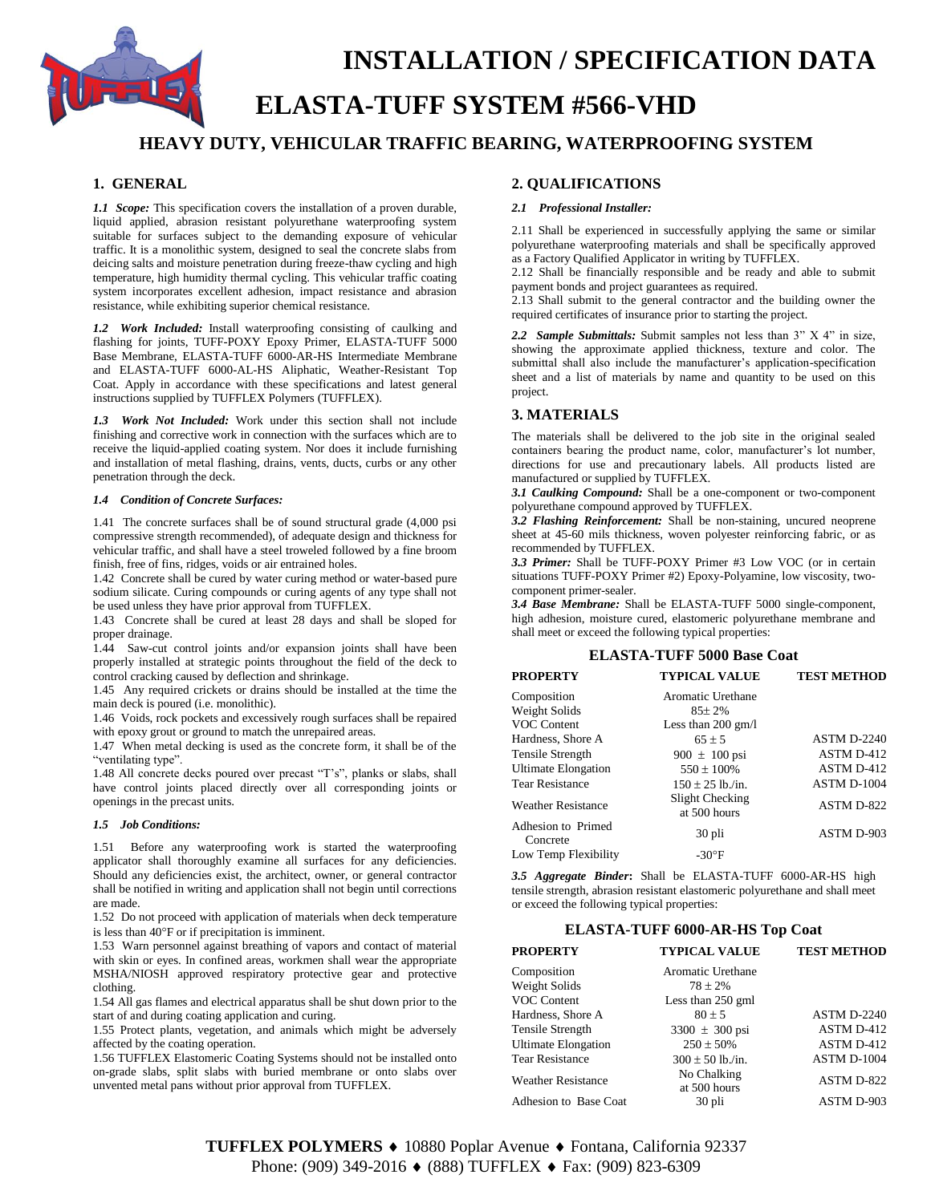# INSTALLATION / SPECIFICATION DATA

# ELASTA-TUFF SYSTEM #566-VHD

## HEAVY DUTY, VEHICULAR TRAFFIC BEARING, WATERPROOFING SYSTEM

## 1. GENERAL

***1.1 Scope:*** This specification covers the installation of a proven durable, liquid applied, abrasion resistant polyurethane waterproofing system suitable for surfaces subject to the demanding exposure of vehicular traffic. It is a monolithic system, designed to seal the concrete slabs from deicing salts and moisture penetration during freeze-thaw cycling and high temperature, high humidity thermal cycling. This vehicular traffic coating system incorporates excellent adhesion, impact resistance and abrasion resistance, while exhibiting superior chemical resistance.

***1.2 Work Included:*** Install waterproofing consisting of caulking and flashing for joints, TUFF-POXY Epoxy Primer, ELASTA-TUFF 5000 Base Membrane, ELASTA-TUFF 6000-AR-HS Intermediate Membrane and ELASTA-TUFF 6000-AL-HS Aliphatic, Weather-Resistant Top Coat. Apply in accordance with these specifications and latest general instructions supplied by TUFFLEX Polymers (TUFFLEX).

***1.3 Work Not Included:*** Work under this section shall not include finishing and corrective work in connection with the surfaces which are to receive the liquid-applied coating system. Nor does it include furnishing and installation of metal flashing, drains, vents, ducts, curbs or any other penetration through the deck.

***1.4 Condition of Concrete Surfaces:***

1.41 The concrete surfaces shall be of sound structural grade (4,000 psi compressive strength recommended), of adequate design and thickness for vehicular traffic, and shall have a steel troweled followed by a fine broom finish, free of fins, ridges, voids or air entrained holes.

1.42 Concrete shall be cured by water curing method or water-based pure sodium silicate. Curing compounds or curing agents of any type shall not be used unless they have prior approval from TUFFLEX.

1.43 Concrete shall be cured at least 28 days and shall be sloped for proper drainage.

1.44 Saw-cut control joints and/or expansion joints shall have been properly installed at strategic points throughout the field of the deck to control cracking caused by deflection and shrinkage.

1.45 Any required crickets or drains should be installed at the time the main deck is poured (i.e. monolithic).

1.46 Voids, rock pockets and excessively rough surfaces shall be repaired with epoxy grout or ground to match the unrepaired areas.

1.47 When metal decking is used as the concrete form, it shall be of the "ventilating type".

1.48 All concrete decks poured over precast "T's", planks or slabs, shall have control joints placed directly over all corresponding joints or openings in the precast units.

***1.5 Job Conditions:***

1.51 Before any waterproofing work is started the waterproofing applicator shall thoroughly examine all surfaces for any deficiencies. Should any deficiencies exist, the architect, owner, or general contractor shall be notified in writing and application shall not begin until corrections are made.

1.52 Do not proceed with application of materials when deck temperature is less than 40°F or if precipitation is imminent.

1.53 Warn personnel against breathing of vapors and contact of material with skin or eyes. In confined areas, workmen shall wear the appropriate MSHA/NIOSH approved respiratory protective gear and protective clothing.

1.54 All gas flames and electrical apparatus shall be shut down prior to the start of and during coating application and curing.

1.55 Protect plants, vegetation, and animals which might be adversely affected by the coating operation.

1.56 TUFFLEX Elastomeric Coating Systems should not be installed onto on-grade slabs, split slabs with buried membrane or onto slabs over unvented metal pans without prior approval from TUFFLEX.

## 2. QUALIFICATIONS

***2.1 Professional Installer:***

2.11 Shall be experienced in successfully applying the same or similar polyurethane waterproofing materials and shall be specifically approved as a Factory Qualified Applicator in writing by TUFFLEX.

2.12 Shall be financially responsible and be ready and able to submit payment bonds and project guarantees as required.

2.13 Shall submit to the general contractor and the building owner the required certificates of insurance prior to starting the project.

***2.2 Sample Submittals:*** Submit samples not less than 3" X 4" in size, showing the approximate applied thickness, texture and color. The submittal shall also include the manufacturer's application-specification sheet and a list of materials by name and quantity to be used on this project.

## 3. MATERIALS

The materials shall be delivered to the job site in the original sealed containers bearing the product name, color, manufacturer's lot number, directions for use and precautionary labels. All products listed are manufactured or supplied by TUFFLEX.

***3.1 Caulking Compound:*** Shall be a one-component or two-component polyurethane compound approved by TUFFLEX.

***3.2 Flashing Reinforcement:*** Shall be non-staining, uncured neoprene sheet at 45-60 mils thickness, woven polyester reinforcing fabric, or as recommended by TUFFLEX.

***3.3 Primer:*** Shall be TUFF-POXY Primer #3 Low VOC (or in certain situations TUFF-POXY Primer #2) Epoxy-Polyamine, low viscosity, two-component primer-sealer.

***3.4 Base Membrane:*** Shall be ELASTA-TUFF 5000 single-component, high adhesion, moisture cured, elastomeric polyurethane membrane and shall meet or exceed the following typical properties:

**ELASTA-TUFF 5000 Base Coat**

| PROPERTY | TYPICAL VALUE | TEST METHOD |
|---|---|---|
| Composition | Aromatic Urethane | |
| Weight Solids | 85± 2% | |
| VOC Content | Less than 200 gm/l | |
| Hardness, Shore A | 65 ± 5 | ASTM D-2240 |
| Tensile Strength | 900 ± 100 psi | ASTM D-412 |
| Ultimate Elongation | 550 ± 100% | ASTM D-412 |
| Tear Resistance | 150 ± 25 lb./in. | ASTM D-1004 |
| Weather Resistance | Slight Checking at 500 hours | ASTM D-822 |
| Adhesion to Primed Concrete | 30 pli | ASTM D-903 |
| Low Temp Flexibility | -30°F | |

***3.5 Aggregate Binder*:** Shall be ELASTA-TUFF 6000-AR-HS high tensile strength, abrasion resistant elastomeric polyurethane and shall meet or exceed the following typical properties:

**ELASTA-TUFF 6000-AR-HS Top Coat**

| PROPERTY | TYPICAL VALUE | TEST METHOD |
|---|---|---|
| Composition | Aromatic Urethane | |
| Weight Solids | 78 ± 2% | |
| VOC Content | Less than 250 gml | |
| Hardness, Shore A | 80 ± 5 | ASTM D-2240 |
| Tensile Strength | 3300 ± 300 psi | ASTM D-412 |
| Ultimate Elongation | 250 ± 50% | ASTM D-412 |
| Tear Resistance | 300 ± 50 lb./in. | ASTM D-1004 |
| Weather Resistance | No Chalking at 500 hours | ASTM D-822 |
| Adhesion to Base Coat | 30 pli | ASTM D-903 |

**TUFFLEX POLYMERS** ♦ 10880 Poplar Avenue ♦ Fontana, California 92337
Phone: (909) 349-2016 ♦ (888) TUFFLEX ♦ Fax: (909) 823-6309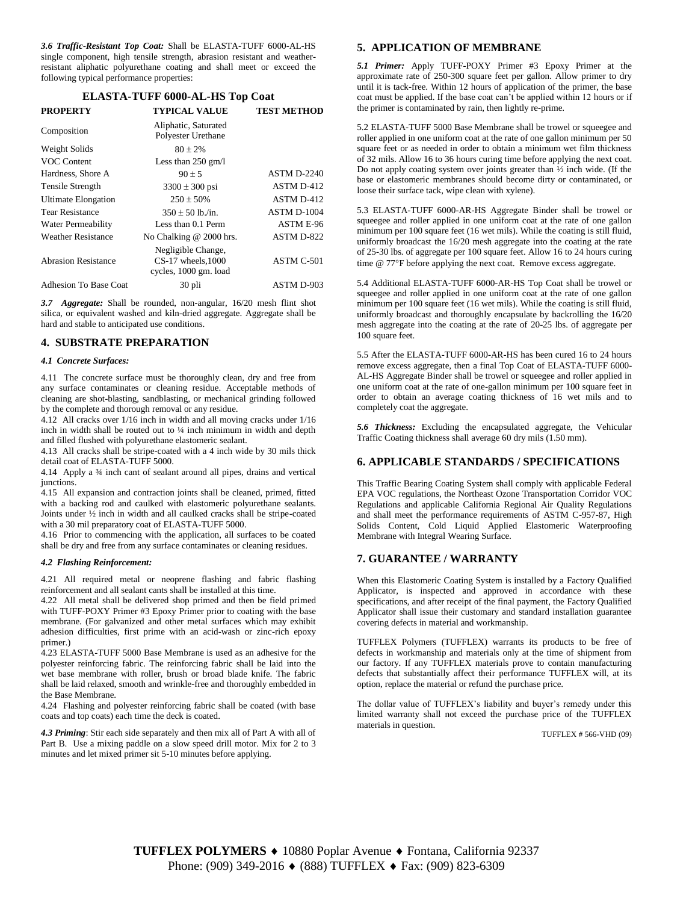***3.6 Traffic-Resistant Top Coat:*** Shall be ELASTA-TUFF 6000-AL-HS single component, high tensile strength, abrasion resistant and weather-resistant aliphatic polyurethane coating and shall meet or exceed the following typical performance properties:

**ELASTA-TUFF 6000-AL-HS Top Coat**

| PROPERTY | TYPICAL VALUE | TEST METHOD |
|---|---|---|
| Composition | Aliphatic, Saturated Polyester Urethane | |
| Weight Solids | 80 ± 2% | |
| VOC Content | Less than 250 gm/l | |
| Hardness, Shore A | 90 ± 5 | ASTM D-2240 |
| Tensile Strength | 3300 ± 300 psi | ASTM D-412 |
| Ultimate Elongation | 250 ± 50% | ASTM D-412 |
| Tear Resistance | 350 ± 50 lb./in. | ASTM D-1004 |
| Water Permeability | Less than 0.1 Perm | ASTM E-96 |
| Weather Resistance | No Chalking @ 2000 hrs. | ASTM D-822 |
| Abrasion Resistance | Negligible Change, CS-17 wheels,1000 cycles, 1000 gm. load | ASTM C-501 |
| Adhesion To Base Coat | 30 pli | ASTM D-903 |

***3.7 Aggregate:*** Shall be rounded, non-angular, 16/20 mesh flint shot silica, or equivalent washed and kiln-dried aggregate. Aggregate shall be hard and stable to anticipated use conditions.

## 4. SUBSTRATE PREPARATION

***4.1 Concrete Surfaces:***

4.11 The concrete surface must be thoroughly clean, dry and free from any surface contaminates or cleaning residue. Acceptable methods of cleaning are shot-blasting, sandblasting, or mechanical grinding followed by the complete and thorough removal or any residue.
4.12 All cracks over 1/16 inch in width and all moving cracks under 1/16 inch in width shall be routed out to ¼ inch minimum in width and depth and filled flushed with polyurethane elastomeric sealant.
4.13 All cracks shall be stripe-coated with a 4 inch wide by 30 mils thick detail coat of ELASTA-TUFF 5000.
4.14 Apply a ¾ inch cant of sealant around all pipes, drains and vertical junctions.
4.15 All expansion and contraction joints shall be cleaned, primed, fitted with a backing rod and caulked with elastomeric polyurethane sealants. Joints under ½ inch in width and all caulked cracks shall be stripe-coated with a 30 mil preparatory coat of ELASTA-TUFF 5000.
4.16 Prior to commencing with the application, all surfaces to be coated shall be dry and free from any surface contaminates or cleaning residues.

***4.2 Flashing Reinforcement:***

4.21 All required metal or neoprene flashing and fabric flashing reinforcement and all sealant cants shall be installed at this time.
4.22 All metal shall be delivered shop primed and then be field primed with TUFF-POXY Primer #3 Epoxy Primer prior to coating with the base membrane. (For galvanized and other metal surfaces which may exhibit adhesion difficulties, first prime with an acid-wash or zinc-rich epoxy primer.)
4.23 ELASTA-TUFF 5000 Base Membrane is used as an adhesive for the polyester reinforcing fabric. The reinforcing fabric shall be laid into the wet base membrane with roller, brush or broad blade knife. The fabric shall be laid relaxed, smooth and wrinkle-free and thoroughly embedded in the Base Membrane.
4.24 Flashing and polyester reinforcing fabric shall be coated (with base coats and top coats) each time the deck is coated.

***4.3 Priming***: Stir each side separately and then mix all of Part A with all of Part B. Use a mixing paddle on a slow speed drill motor. Mix for 2 to 3 minutes and let mixed primer sit 5-10 minutes before applying.

## 5. APPLICATION OF MEMBRANE

***5.1 Primer:*** Apply TUFF-POXY Primer #3 Epoxy Primer at the approximate rate of 250-300 square feet per gallon. Allow primer to dry until it is tack-free. Within 12 hours of application of the primer, the base coat must be applied. If the base coat can't be applied within 12 hours or if the primer is contaminated by rain, then lightly re-prime.

5.2 ELASTA-TUFF 5000 Base Membrane shall be trowel or squeegee and roller applied in one uniform coat at the rate of one gallon minimum per 50 square feet or as needed in order to obtain a minimum wet film thickness of 32 mils. Allow 16 to 36 hours curing time before applying the next coat. Do not apply coating system over joints greater than ½ inch wide. (If the base or elastomeric membranes should become dirty or contaminated, or loose their surface tack, wipe clean with xylene).

5.3 ELASTA-TUFF 6000-AR-HS Aggregate Binder shall be trowel or squeegee and roller applied in one uniform coat at the rate of one gallon minimum per 100 square feet (16 wet mils). While the coating is still fluid, uniformly broadcast the 16/20 mesh aggregate into the coating at the rate of 25-30 lbs. of aggregate per 100 square feet. Allow 16 to 24 hours curing time @ 77°F before applying the next coat. Remove excess aggregate.

5.4 Additional ELASTA-TUFF 6000-AR-HS Top Coat shall be trowel or squeegee and roller applied in one uniform coat at the rate of one gallon minimum per 100 square feet (16 wet mils). While the coating is still fluid, uniformly broadcast and thoroughly encapsulate by backrolling the 16/20 mesh aggregate into the coating at the rate of 20-25 lbs. of aggregate per 100 square feet.

5.5 After the ELASTA-TUFF 6000-AR-HS has been cured 16 to 24 hours remove excess aggregate, then a final Top Coat of ELASTA-TUFF 6000-AL-HS Aggregate Binder shall be trowel or squeegee and roller applied in one uniform coat at the rate of one-gallon minimum per 100 square feet in order to obtain an average coating thickness of 16 wet mils and to completely coat the aggregate.

***5.6 Thickness:*** Excluding the encapsulated aggregate, the Vehicular Traffic Coating thickness shall average 60 dry mils (1.50 mm).

## 6. APPLICABLE STANDARDS / SPECIFICATIONS

This Traffic Bearing Coating System shall comply with applicable Federal EPA VOC regulations, the Northeast Ozone Transportation Corridor VOC Regulations and applicable California Regional Air Quality Regulations and shall meet the performance requirements of ASTM C-957-87, High Solids Content, Cold Liquid Applied Elastomeric Waterproofing Membrane with Integral Wearing Surface.

## 7. GUARANTEE / WARRANTY

When this Elastomeric Coating System is installed by a Factory Qualified Applicator, is inspected and approved in accordance with these specifications, and after receipt of the final payment, the Factory Qualified Applicator shall issue their customary and standard installation guarantee covering defects in material and workmanship.

TUFFLEX Polymers (TUFFLEX) warrants its products to be free of defects in workmanship and materials only at the time of shipment from our factory. If any TUFFLEX materials prove to contain manufacturing defects that substantially affect their performance TUFFLEX will, at its option, replace the material or refund the purchase price.

The dollar value of TUFFLEX's liability and buyer's remedy under this limited warranty shall not exceed the purchase price of the TUFFLEX materials in question.

TUFFLEX # 566-VHD (09)

**TUFFLEX POLYMERS** ♦ 10880 Poplar Avenue ♦ Fontana, California 92337
Phone: (909) 349-2016 ♦ (888) TUFFLEX ♦ Fax: (909) 823-6309